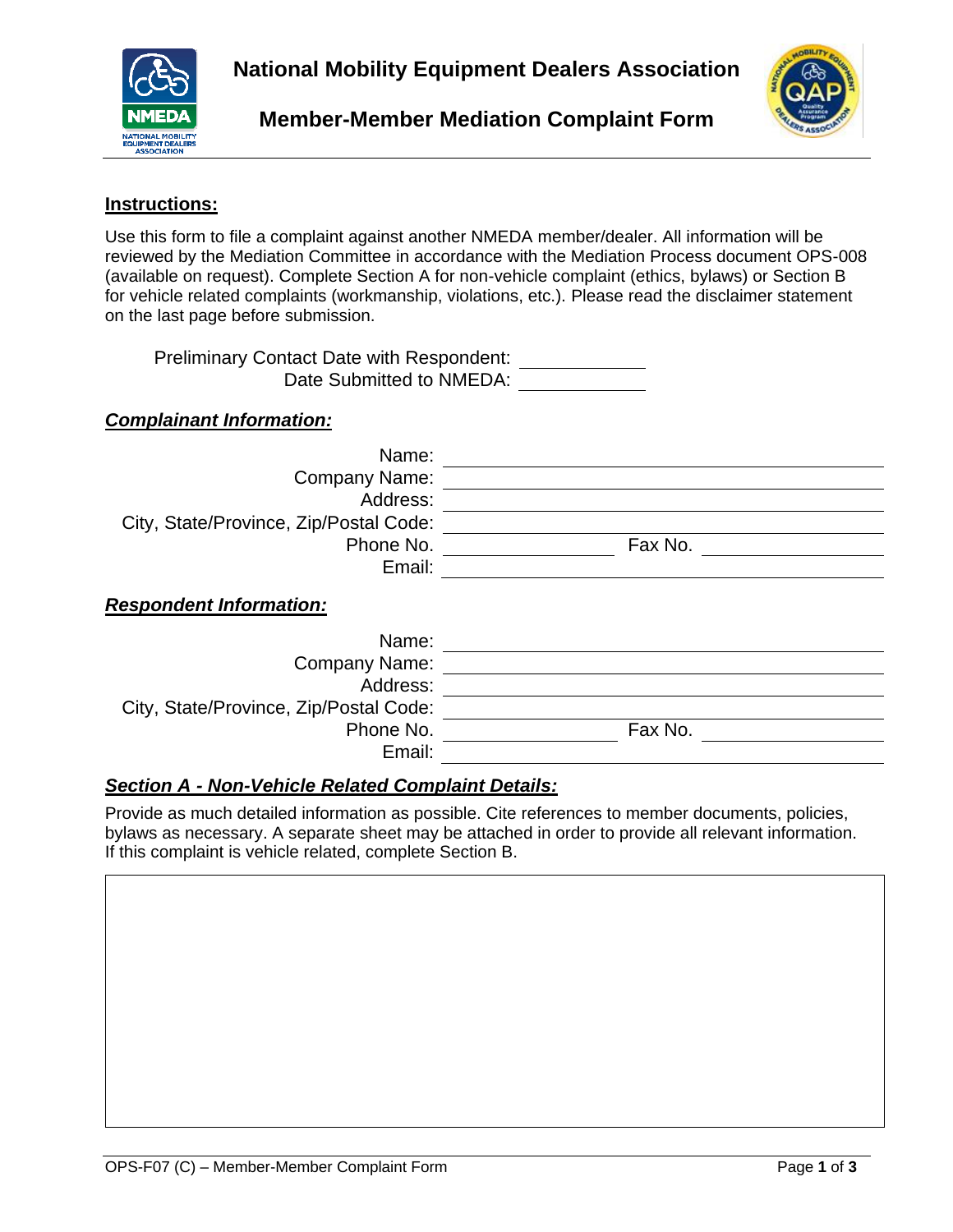# National Mobility Equipment Dealers Association

## Member-Member Mediation Complaint Form

**Instructions:**

Use this form to file a complaint against another NMEDA member/dealer. All information will be reviewed by the Mediation Committee in accordance with the Mediation Process document OPS-008 (available on request). Complete Section A for non-vehicle complaint (ethics, bylaws) or Section B for vehicle related complaints (workmanship, violations, etc.). Please read the disclaimer statement on the last page before submission.

Preliminary Contact Date with Respondent: ____________

Date Submitted to NMEDA: ____________

***Complainant Information:***

Name: ____________

Company Name: ____________

Address: ____________

City, State/Province, Zip/Postal Code: ____________

Phone No. ____________ Fax No. ____________

Email: ____________

***Respondent Information:***

Name: ____________

Company Name: ____________

Address: ____________

City, State/Province, Zip/Postal Code: ____________

Phone No. ____________ Fax No. ____________

Email: ____________

***Section A - Non-Vehicle Related Complaint Details:***

Provide as much detailed information as possible. Cite references to member documents, policies, bylaws as necessary. A separate sheet may be attached in order to provide all relevant information. If this complaint is vehicle related, complete Section B.

| |
|---|
| |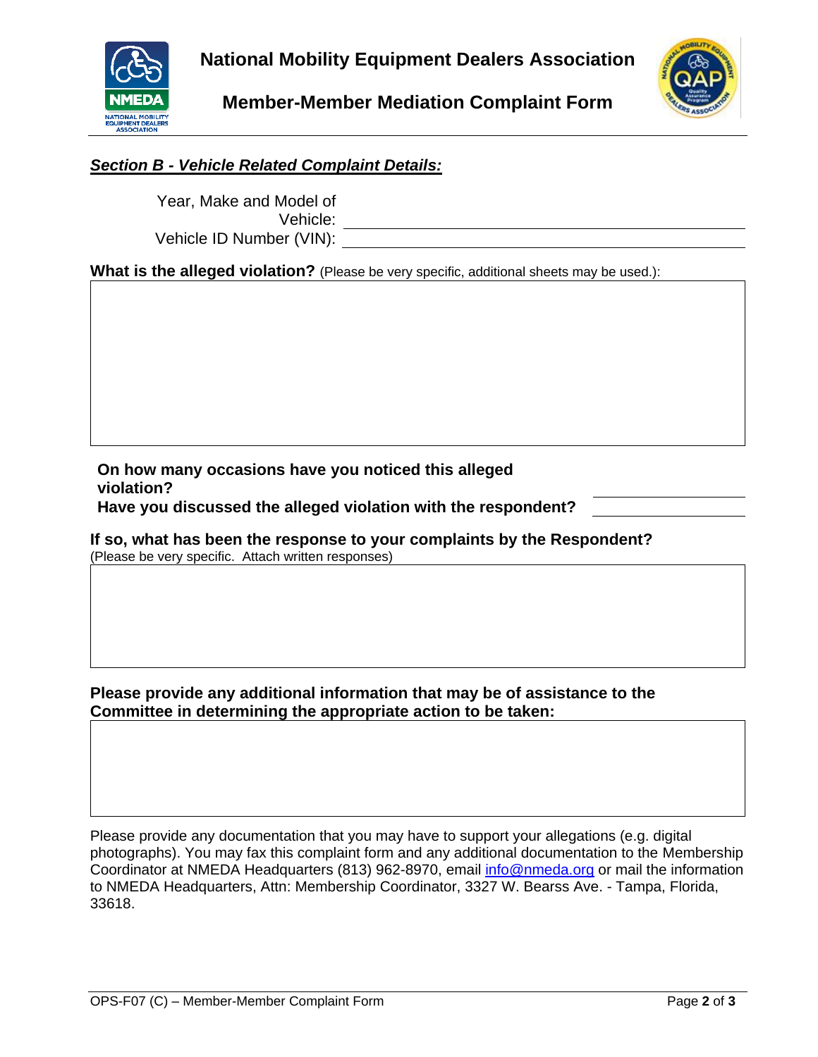# National Mobility Equipment Dealers Association

## Member-Member Mediation Complaint Form

***Section B - Vehicle Related Complaint Details:***

Year, Make and Model of Vehicle: ______________________________

Vehicle ID Number (VIN): ______________________________

**What is the alleged violation?** (Please be very specific, additional sheets may be used.):

&nbsp;

**On how many occasions have you noticed this alleged violation?** ______________

**Have you discussed the alleged violation with the respondent?** ______________

**If so, what has been the response to your complaints by the Respondent?**
(Please be very specific. Attach written responses)

&nbsp;

**Please provide any additional information that may be of assistance to the Committee in determining the appropriate action to be taken:**

&nbsp;

Please provide any documentation that you may have to support your allegations (e.g. digital photographs). You may fax this complaint form and any additional documentation to the Membership Coordinator at NMEDA Headquarters (813) 962-8970, email info@nmeda.org or mail the information to NMEDA Headquarters, Attn: Membership Coordinator, 3327 W. Bearss Ave. - Tampa, Florida, 33618.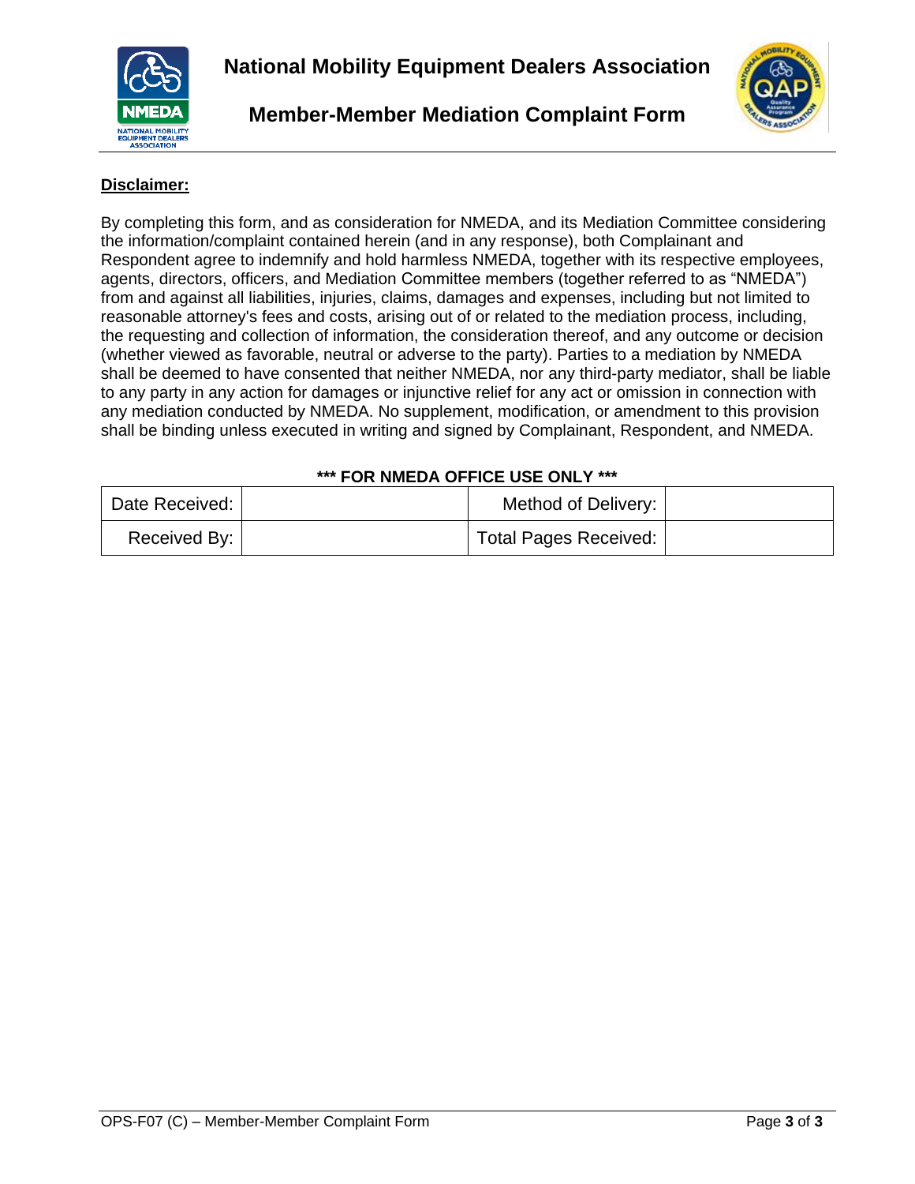**National Mobility Equipment Dealers Association**

**Member-Member Mediation Complaint Form**

**Disclaimer:**

By completing this form, and as consideration for NMEDA, and its Mediation Committee considering the information/complaint contained herein (and in any response), both Complainant and Respondent agree to indemnify and hold harmless NMEDA, together with its respective employees, agents, directors, officers, and Mediation Committee members (together referred to as "NMEDA") from and against all liabilities, injuries, claims, damages and expenses, including but not limited to reasonable attorney's fees and costs, arising out of or related to the mediation process, including, the requesting and collection of information, the consideration thereof, and any outcome or decision (whether viewed as favorable, neutral or adverse to the party). Parties to a mediation by NMEDA shall be deemed to have consented that neither NMEDA, nor any third-party mediator, shall be liable to any party in any action for damages or injunctive relief for any act or omission in connection with any mediation conducted by NMEDA. No supplement, modification, or amendment to this provision shall be binding unless executed in writing and signed by Complainant, Respondent, and NMEDA.

**\*\*\* FOR NMEDA OFFICE USE ONLY \*\*\***

| | | | |
|---|---|---|---|
| Date Received: | | Method of Delivery: | |
| Received By: | | Total Pages Received: | |